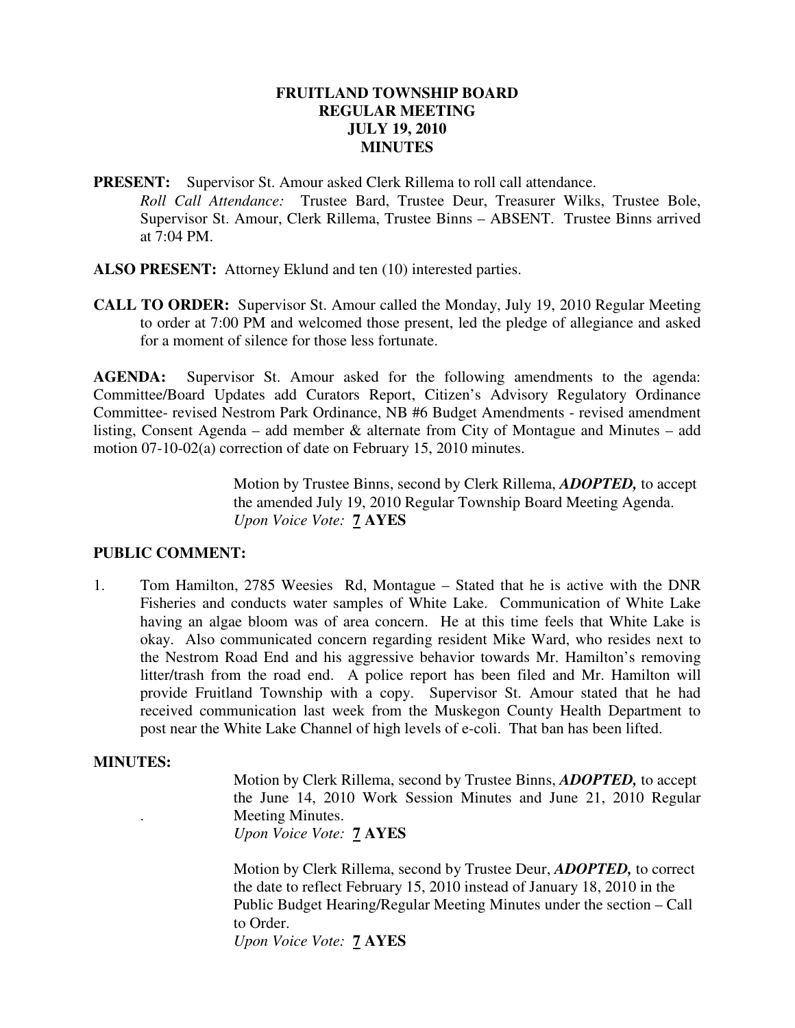**FRUITLAND TOWNSHIP BOARD**
**REGULAR MEETING**
**JULY 19, 2010**
**MINUTES**

**PRESENT:** Supervisor St. Amour asked Clerk Rillema to roll call attendance.
*Roll Call Attendance:* Trustee Bard, Trustee Deur, Treasurer Wilks, Trustee Bole, Supervisor St. Amour, Clerk Rillema, Trustee Binns – ABSENT. Trustee Binns arrived at 7:04 PM.

**ALSO PRESENT:** Attorney Eklund and ten (10) interested parties.

**CALL TO ORDER:** Supervisor St. Amour called the Monday, July 19, 2010 Regular Meeting to order at 7:00 PM and welcomed those present, led the pledge of allegiance and asked for a moment of silence for those less fortunate.

**AGENDA:** Supervisor St. Amour asked for the following amendments to the agenda: Committee/Board Updates add Curators Report, Citizen's Advisory Regulatory Ordinance Committee- revised Nestrom Park Ordinance, NB #6 Budget Amendments - revised amendment listing, Consent Agenda – add member & alternate from City of Montague and Minutes – add motion 07-10-02(a) correction of date on February 15, 2010 minutes.

> Motion by Trustee Binns, second by Clerk Rillema, ***ADOPTED,*** to accept the amended July 19, 2010 Regular Township Board Meeting Agenda.
> *Upon Voice Vote:* **7 AYES**

**PUBLIC COMMENT:**

1. Tom Hamilton, 2785 Weesies Rd, Montague – Stated that he is active with the DNR Fisheries and conducts water samples of White Lake. Communication of White Lake having an algae bloom was of area concern. He at this time feels that White Lake is okay. Also communicated concern regarding resident Mike Ward, who resides next to the Nestrom Road End and his aggressive behavior towards Mr. Hamilton's removing litter/trash from the road end. A police report has been filed and Mr. Hamilton will provide Fruitland Township with a copy. Supervisor St. Amour stated that he had received communication last week from the Muskegon County Health Department to post near the White Lake Channel of high levels of e-coli. That ban has been lifted.

**MINUTES:**

> Motion by Clerk Rillema, second by Trustee Binns, ***ADOPTED,*** to accept the June 14, 2010 Work Session Minutes and June 21, 2010 Regular Meeting Minutes.
> *Upon Voice Vote:* **7 AYES**
>
> Motion by Clerk Rillema, second by Trustee Deur, ***ADOPTED,*** to correct the date to reflect February 15, 2010 instead of January 18, 2010 in the Public Budget Hearing/Regular Meeting Minutes under the section – Call to Order.
> *Upon Voice Vote:* **7 AYES**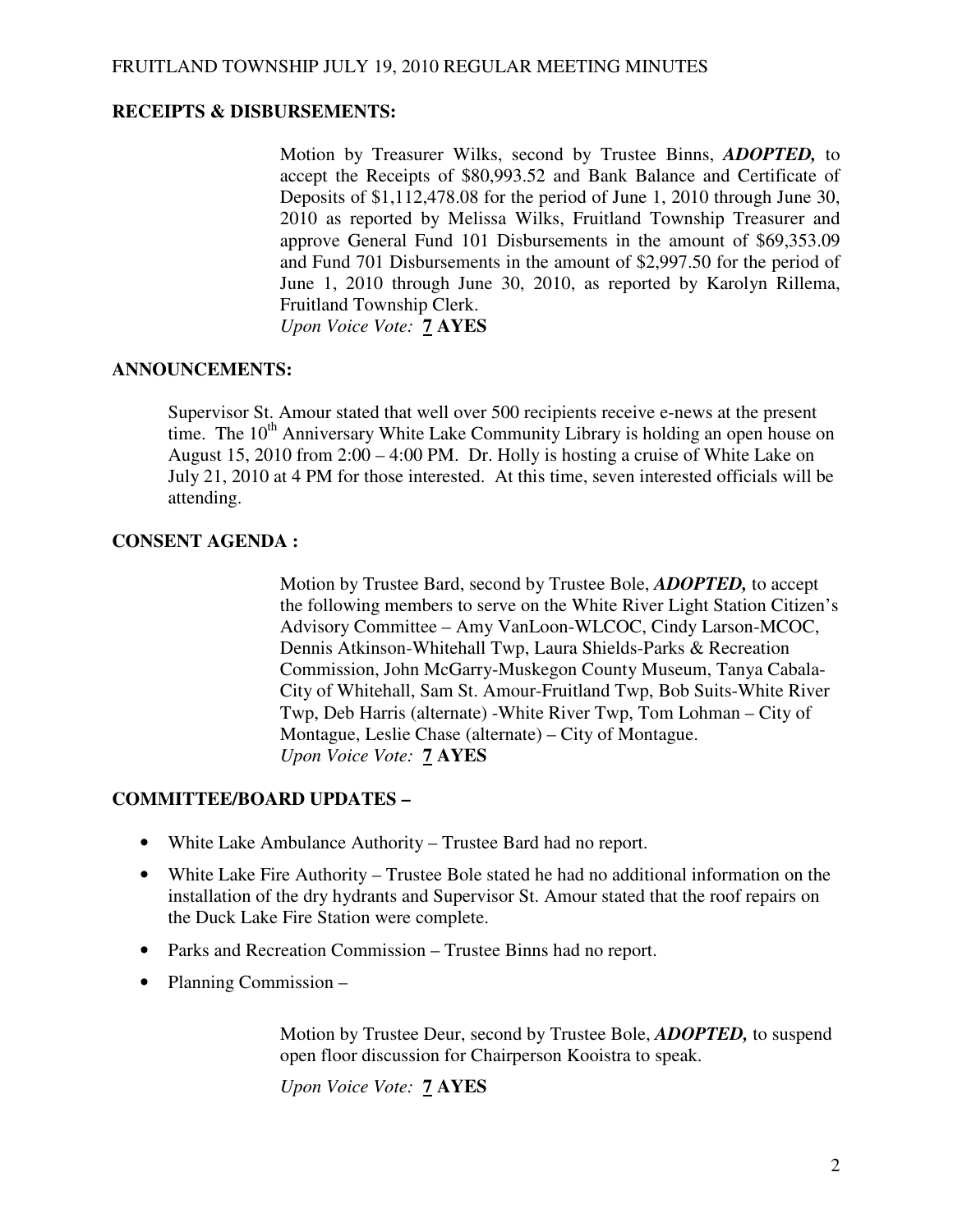## RECEIPTS & DISBURSEMENTS:

Motion by Treasurer Wilks, second by Trustee Binns, ***ADOPTED,*** to accept the Receipts of $80,993.52 and Bank Balance and Certificate of Deposits of $1,112,478.08 for the period of June 1, 2010 through June 30, 2010 as reported by Melissa Wilks, Fruitland Township Treasurer and approve General Fund 101 Disbursements in the amount of $69,353.09 and Fund 701 Disbursements in the amount of $2,997.50 for the period of June 1, 2010 through June 30, 2010, as reported by Karolyn Rillema, Fruitland Township Clerk.
*Upon Voice Vote:* **7 AYES**

## ANNOUNCEMENTS:

Supervisor St. Amour stated that well over 500 recipients receive e-news at the present time. The 10th Anniversary White Lake Community Library is holding an open house on August 15, 2010 from 2:00 – 4:00 PM. Dr. Holly is hosting a cruise of White Lake on July 21, 2010 at 4 PM for those interested. At this time, seven interested officials will be attending.

## CONSENT AGENDA :

Motion by Trustee Bard, second by Trustee Bole, ***ADOPTED,*** to accept the following members to serve on the White River Light Station Citizen's Advisory Committee – Amy VanLoon-WLCOC, Cindy Larson-MCOC, Dennis Atkinson-Whitehall Twp, Laura Shields-Parks & Recreation Commission, John McGarry-Muskegon County Museum, Tanya Cabala-City of Whitehall, Sam St. Amour-Fruitland Twp, Bob Suits-White River Twp, Deb Harris (alternate) -White River Twp, Tom Lohman – City of Montague, Leslie Chase (alternate) – City of Montague.
*Upon Voice Vote:* **7 AYES**

## COMMITTEE/BOARD UPDATES –

- White Lake Ambulance Authority – Trustee Bard had no report.
- White Lake Fire Authority – Trustee Bole stated he had no additional information on the installation of the dry hydrants and Supervisor St. Amour stated that the roof repairs on the Duck Lake Fire Station were complete.
- Parks and Recreation Commission – Trustee Binns had no report.
- Planning Commission –

Motion by Trustee Deur, second by Trustee Bole, ***ADOPTED,*** to suspend open floor discussion for Chairperson Kooistra to speak.

*Upon Voice Vote:* **7 AYES**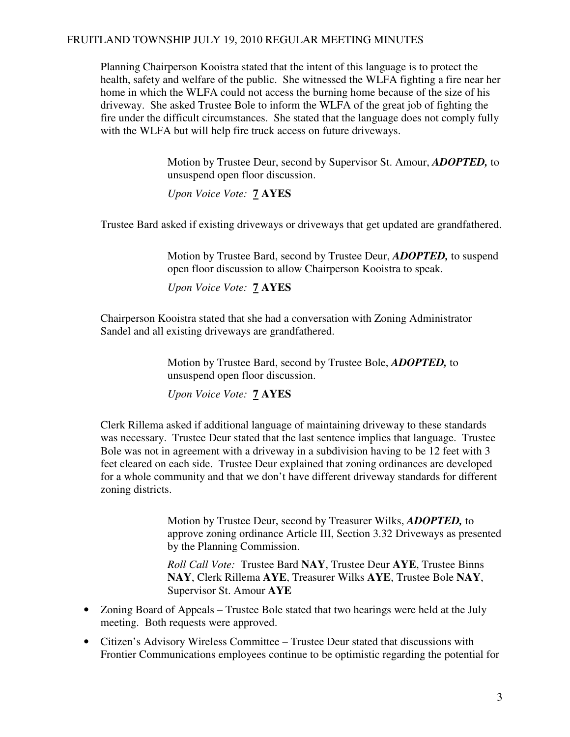Planning Chairperson Kooistra stated that the intent of this language is to protect the health, safety and welfare of the public. She witnessed the WLFA fighting a fire near her home in which the WLFA could not access the burning home because of the size of his driveway. She asked Trustee Bole to inform the WLFA of the great job of fighting the fire under the difficult circumstances. She stated that the language does not comply fully with the WLFA but will help fire truck access on future driveways.

> Motion by Trustee Deur, second by Supervisor St. Amour, ***ADOPTED,*** to unsuspend open floor discussion.
>
> *Upon Voice Vote:* **7 AYES**

Trustee Bard asked if existing driveways or driveways that get updated are grandfathered.

> Motion by Trustee Bard, second by Trustee Deur, ***ADOPTED,*** to suspend open floor discussion to allow Chairperson Kooistra to speak.
>
> *Upon Voice Vote:* **7 AYES**

Chairperson Kooistra stated that she had a conversation with Zoning Administrator Sandel and all existing driveways are grandfathered.

> Motion by Trustee Bard, second by Trustee Bole, ***ADOPTED,*** to unsuspend open floor discussion.
>
> *Upon Voice Vote:* **7 AYES**

Clerk Rillema asked if additional language of maintaining driveway to these standards was necessary. Trustee Deur stated that the last sentence implies that language. Trustee Bole was not in agreement with a driveway in a subdivision having to be 12 feet with 3 feet cleared on each side. Trustee Deur explained that zoning ordinances are developed for a whole community and that we don't have different driveway standards for different zoning districts.

> Motion by Trustee Deur, second by Treasurer Wilks, ***ADOPTED,*** to approve zoning ordinance Article III, Section 3.32 Driveways as presented by the Planning Commission.
>
> *Roll Call Vote:* Trustee Bard **NAY**, Trustee Deur **AYE**, Trustee Binns **NAY**, Clerk Rillema **AYE**, Treasurer Wilks **AYE**, Trustee Bole **NAY**, Supervisor St. Amour **AYE**

- Zoning Board of Appeals – Trustee Bole stated that two hearings were held at the July meeting. Both requests were approved.
- Citizen's Advisory Wireless Committee – Trustee Deur stated that discussions with Frontier Communications employees continue to be optimistic regarding the potential for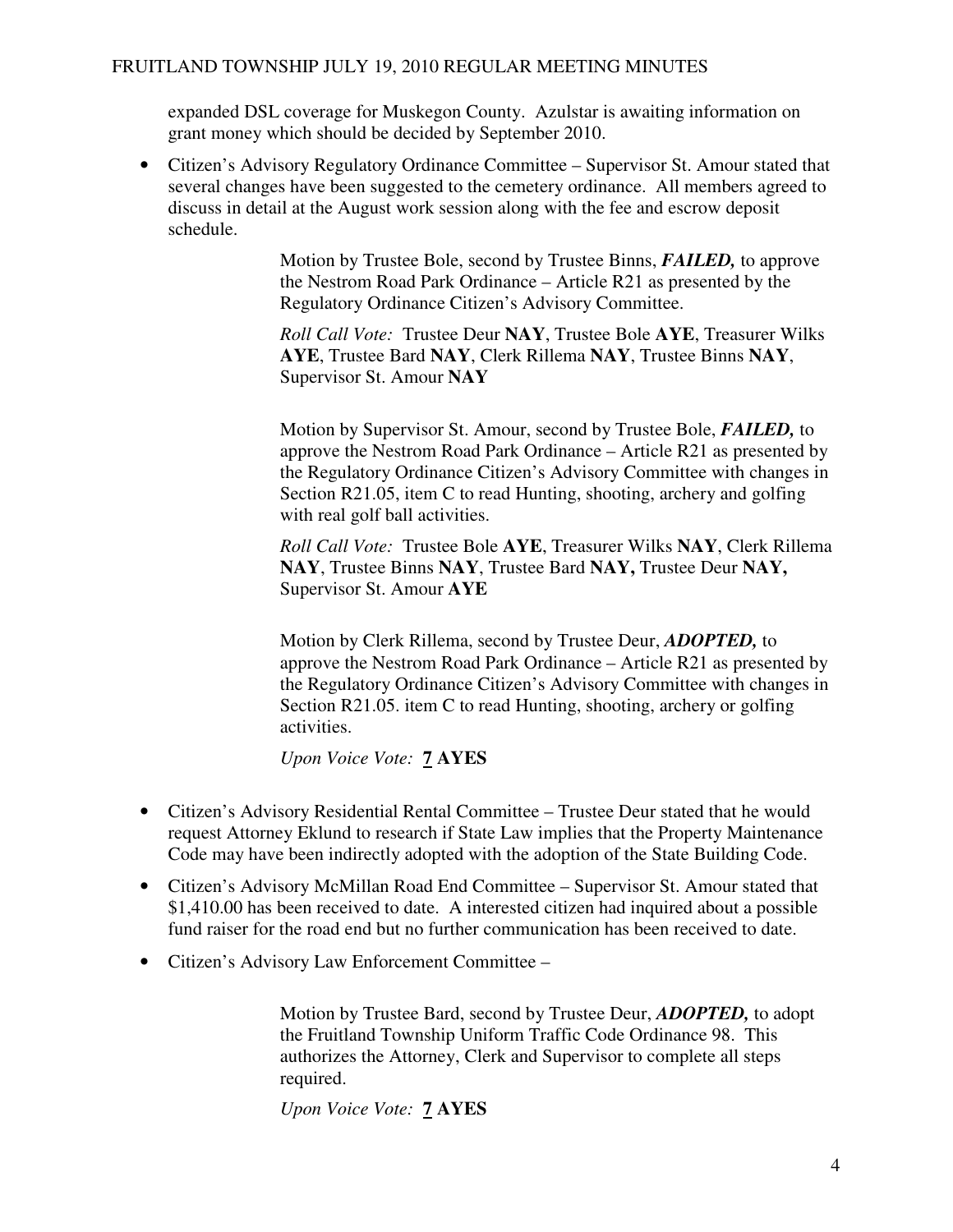expanded DSL coverage for Muskegon County. Azulstar is awaiting information on grant money which should be decided by September 2010.

- Citizen's Advisory Regulatory Ordinance Committee – Supervisor St. Amour stated that several changes have been suggested to the cemetery ordinance. All members agreed to discuss in detail at the August work session along with the fee and escrow deposit schedule.

> Motion by Trustee Bole, second by Trustee Binns, ***FAILED,*** to approve the Nestrom Road Park Ordinance – Article R21 as presented by the Regulatory Ordinance Citizen's Advisory Committee.
>
> *Roll Call Vote:* Trustee Deur **NAY**, Trustee Bole **AYE**, Treasurer Wilks **AYE**, Trustee Bard **NAY**, Clerk Rillema **NAY**, Trustee Binns **NAY**, Supervisor St. Amour **NAY**
>
> Motion by Supervisor St. Amour, second by Trustee Bole, ***FAILED,*** to approve the Nestrom Road Park Ordinance – Article R21 as presented by the Regulatory Ordinance Citizen's Advisory Committee with changes in Section R21.05, item C to read Hunting, shooting, archery and golfing with real golf ball activities.
>
> *Roll Call Vote:* Trustee Bole **AYE**, Treasurer Wilks **NAY**, Clerk Rillema **NAY**, Trustee Binns **NAY**, Trustee Bard **NAY,** Trustee Deur **NAY,** Supervisor St. Amour **AYE**
>
> Motion by Clerk Rillema, second by Trustee Deur, ***ADOPTED,*** to approve the Nestrom Road Park Ordinance – Article R21 as presented by the Regulatory Ordinance Citizen's Advisory Committee with changes in Section R21.05. item C to read Hunting, shooting, archery or golfing activities.
>
> *Upon Voice Vote:* **7 AYES**

- Citizen's Advisory Residential Rental Committee – Trustee Deur stated that he would request Attorney Eklund to research if State Law implies that the Property Maintenance Code may have been indirectly adopted with the adoption of the State Building Code.
- Citizen's Advisory McMillan Road End Committee – Supervisor St. Amour stated that $1,410.00 has been received to date. A interested citizen had inquired about a possible fund raiser for the road end but no further communication has been received to date.
- Citizen's Advisory Law Enforcement Committee –

> Motion by Trustee Bard, second by Trustee Deur, ***ADOPTED,*** to adopt the Fruitland Township Uniform Traffic Code Ordinance 98. This authorizes the Attorney, Clerk and Supervisor to complete all steps required.
>
> *Upon Voice Vote:* **7 AYES**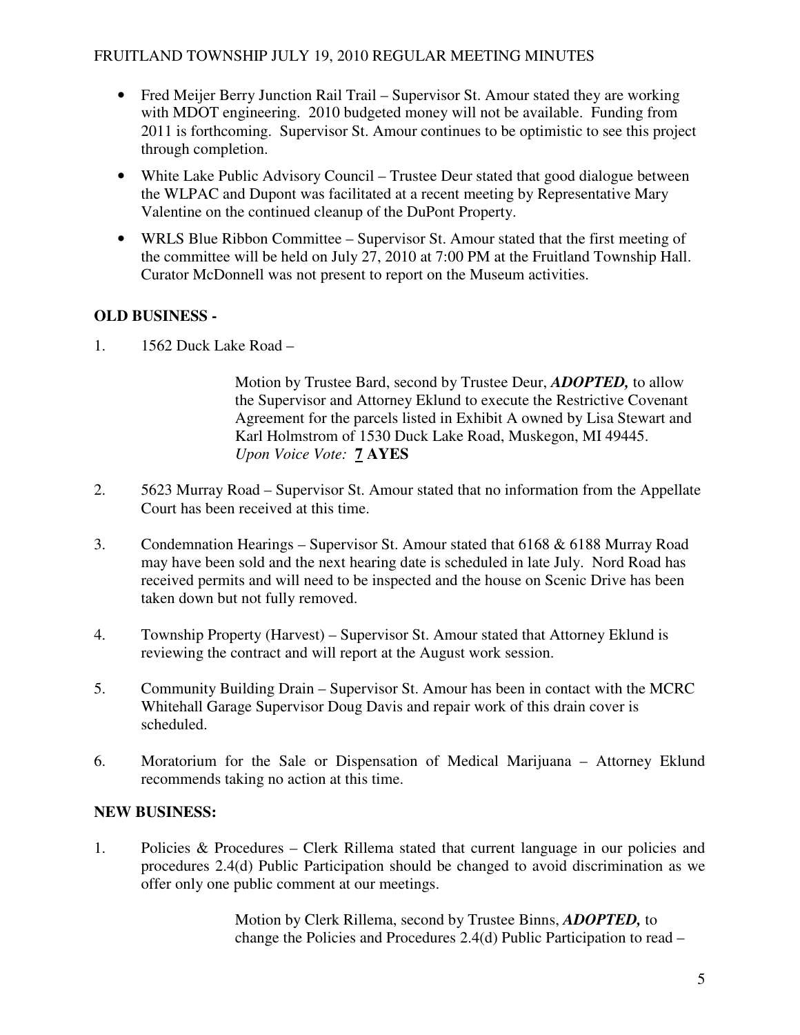- Fred Meijer Berry Junction Rail Trail – Supervisor St. Amour stated they are working with MDOT engineering. 2010 budgeted money will not be available. Funding from 2011 is forthcoming. Supervisor St. Amour continues to be optimistic to see this project through completion.
- White Lake Public Advisory Council – Trustee Deur stated that good dialogue between the WLPAC and Dupont was facilitated at a recent meeting by Representative Mary Valentine on the continued cleanup of the DuPont Property.
- WRLS Blue Ribbon Committee – Supervisor St. Amour stated that the first meeting of the committee will be held on July 27, 2010 at 7:00 PM at the Fruitland Township Hall. Curator McDonnell was not present to report on the Museum activities.

**OLD BUSINESS -**

1. 1562 Duck Lake Road –

   Motion by Trustee Bard, second by Trustee Deur, ***ADOPTED,*** to allow the Supervisor and Attorney Eklund to execute the Restrictive Covenant Agreement for the parcels listed in Exhibit A owned by Lisa Stewart and Karl Holmstrom of 1530 Duck Lake Road, Muskegon, MI 49445.
   *Upon Voice Vote:* **7 AYES**

2. 5623 Murray Road – Supervisor St. Amour stated that no information from the Appellate Court has been received at this time.

3. Condemnation Hearings – Supervisor St. Amour stated that 6168 & 6188 Murray Road may have been sold and the next hearing date is scheduled in late July. Nord Road has received permits and will need to be inspected and the house on Scenic Drive has been taken down but not fully removed.

4. Township Property (Harvest) – Supervisor St. Amour stated that Attorney Eklund is reviewing the contract and will report at the August work session.

5. Community Building Drain – Supervisor St. Amour has been in contact with the MCRC Whitehall Garage Supervisor Doug Davis and repair work of this drain cover is scheduled.

6. Moratorium for the Sale or Dispensation of Medical Marijuana – Attorney Eklund recommends taking no action at this time.

**NEW BUSINESS:**

1. Policies & Procedures – Clerk Rillema stated that current language in our policies and procedures 2.4(d) Public Participation should be changed to avoid discrimination as we offer only one public comment at our meetings.

   Motion by Clerk Rillema, second by Trustee Binns, ***ADOPTED,*** to change the Policies and Procedures 2.4(d) Public Participation to read –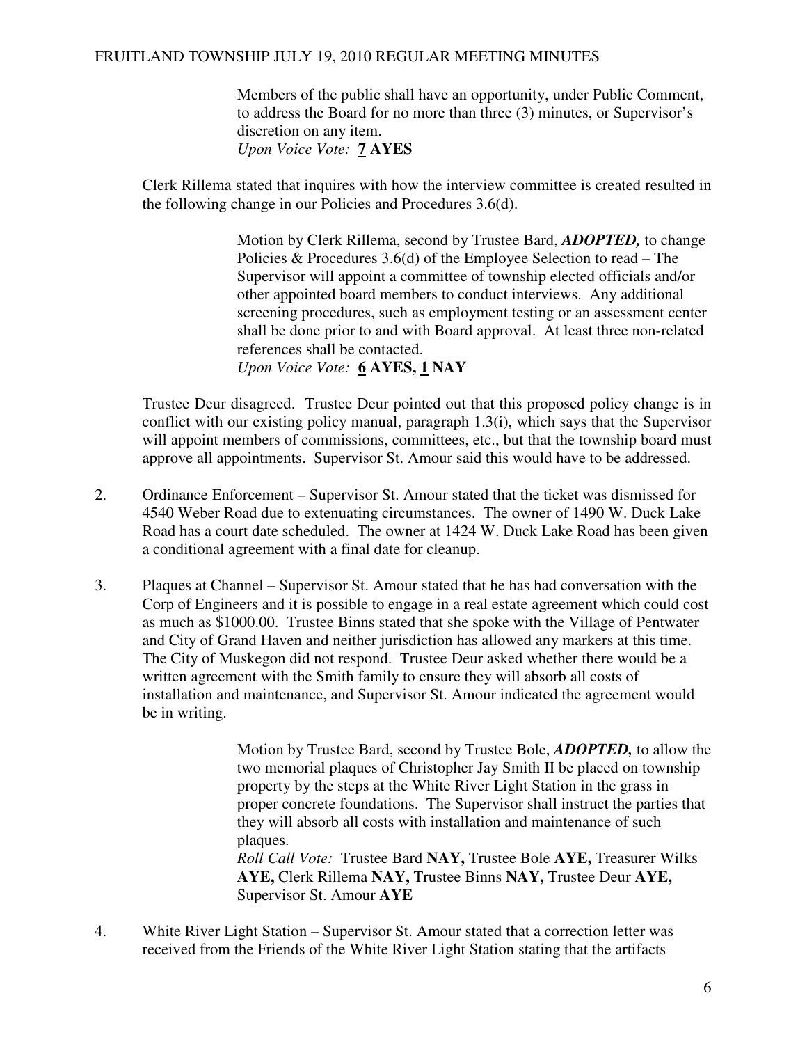Members of the public shall have an opportunity, under Public Comment, to address the Board for no more than three (3) minutes, or Supervisor's discretion on any item.
*Upon Voice Vote:* **7 AYES**

Clerk Rillema stated that inquires with how the interview committee is created resulted in the following change in our Policies and Procedures 3.6(d).

> Motion by Clerk Rillema, second by Trustee Bard, ***ADOPTED,*** to change Policies & Procedures 3.6(d) of the Employee Selection to read – The Supervisor will appoint a committee of township elected officials and/or other appointed board members to conduct interviews. Any additional screening procedures, such as employment testing or an assessment center shall be done prior to and with Board approval. At least three non-related references shall be contacted.
> *Upon Voice Vote:* **6 AYES, 1 NAY**

Trustee Deur disagreed. Trustee Deur pointed out that this proposed policy change is in conflict with our existing policy manual, paragraph 1.3(i), which says that the Supervisor will appoint members of commissions, committees, etc., but that the township board must approve all appointments. Supervisor St. Amour said this would have to be addressed.

2. Ordinance Enforcement – Supervisor St. Amour stated that the ticket was dismissed for 4540 Weber Road due to extenuating circumstances. The owner of 1490 W. Duck Lake Road has a court date scheduled. The owner at 1424 W. Duck Lake Road has been given a conditional agreement with a final date for cleanup.

3. Plaques at Channel – Supervisor St. Amour stated that he has had conversation with the Corp of Engineers and it is possible to engage in a real estate agreement which could cost as much as $1000.00. Trustee Binns stated that she spoke with the Village of Pentwater and City of Grand Haven and neither jurisdiction has allowed any markers at this time. The City of Muskegon did not respond. Trustee Deur asked whether there would be a written agreement with the Smith family to ensure they will absorb all costs of installation and maintenance, and Supervisor St. Amour indicated the agreement would be in writing.

> Motion by Trustee Bard, second by Trustee Bole, ***ADOPTED,*** to allow the two memorial plaques of Christopher Jay Smith II be placed on township property by the steps at the White River Light Station in the grass in proper concrete foundations. The Supervisor shall instruct the parties that they will absorb all costs with installation and maintenance of such plaques.
> *Roll Call Vote:* Trustee Bard **NAY,** Trustee Bole **AYE,** Treasurer Wilks **AYE,** Clerk Rillema **NAY,** Trustee Binns **NAY,** Trustee Deur **AYE,** Supervisor St. Amour **AYE**

4. White River Light Station – Supervisor St. Amour stated that a correction letter was received from the Friends of the White River Light Station stating that the artifacts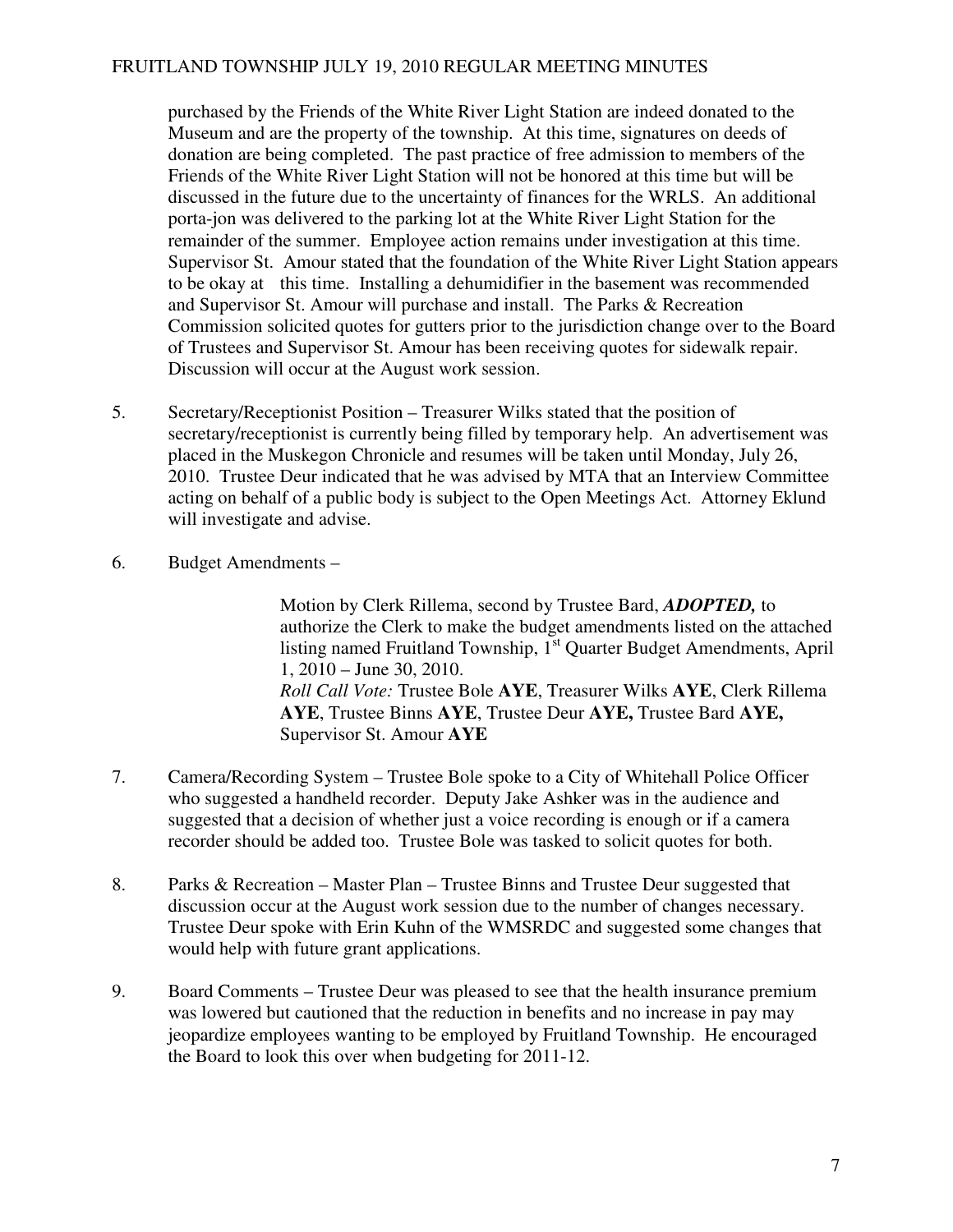purchased by the Friends of the White River Light Station are indeed donated to the Museum and are the property of the township. At this time, signatures on deeds of donation are being completed. The past practice of free admission to members of the Friends of the White River Light Station will not be honored at this time but will be discussed in the future due to the uncertainty of finances for the WRLS. An additional porta-jon was delivered to the parking lot at the White River Light Station for the remainder of the summer. Employee action remains under investigation at this time. Supervisor St. Amour stated that the foundation of the White River Light Station appears to be okay at this time. Installing a dehumidifier in the basement was recommended and Supervisor St. Amour will purchase and install. The Parks & Recreation Commission solicited quotes for gutters prior to the jurisdiction change over to the Board of Trustees and Supervisor St. Amour has been receiving quotes for sidewalk repair. Discussion will occur at the August work session.

5. Secretary/Receptionist Position – Treasurer Wilks stated that the position of secretary/receptionist is currently being filled by temporary help. An advertisement was placed in the Muskegon Chronicle and resumes will be taken until Monday, July 26, 2010. Trustee Deur indicated that he was advised by MTA that an Interview Committee acting on behalf of a public body is subject to the Open Meetings Act. Attorney Eklund will investigate and advise.

6. Budget Amendments –

   Motion by Clerk Rillema, second by Trustee Bard, ***ADOPTED,*** to authorize the Clerk to make the budget amendments listed on the attached listing named Fruitland Township, 1st Quarter Budget Amendments, April 1, 2010 – June 30, 2010.
   *Roll Call Vote:* Trustee Bole **AYE**, Treasurer Wilks **AYE**, Clerk Rillema **AYE**, Trustee Binns **AYE**, Trustee Deur **AYE,** Trustee Bard **AYE,** Supervisor St. Amour **AYE**

7. Camera/Recording System – Trustee Bole spoke to a City of Whitehall Police Officer who suggested a handheld recorder. Deputy Jake Ashker was in the audience and suggested that a decision of whether just a voice recording is enough or if a camera recorder should be added too. Trustee Bole was tasked to solicit quotes for both.

8. Parks & Recreation – Master Plan – Trustee Binns and Trustee Deur suggested that discussion occur at the August work session due to the number of changes necessary. Trustee Deur spoke with Erin Kuhn of the WMSRDC and suggested some changes that would help with future grant applications.

9. Board Comments – Trustee Deur was pleased to see that the health insurance premium was lowered but cautioned that the reduction in benefits and no increase in pay may jeopardize employees wanting to be employed by Fruitland Township. He encouraged the Board to look this over when budgeting for 2011-12.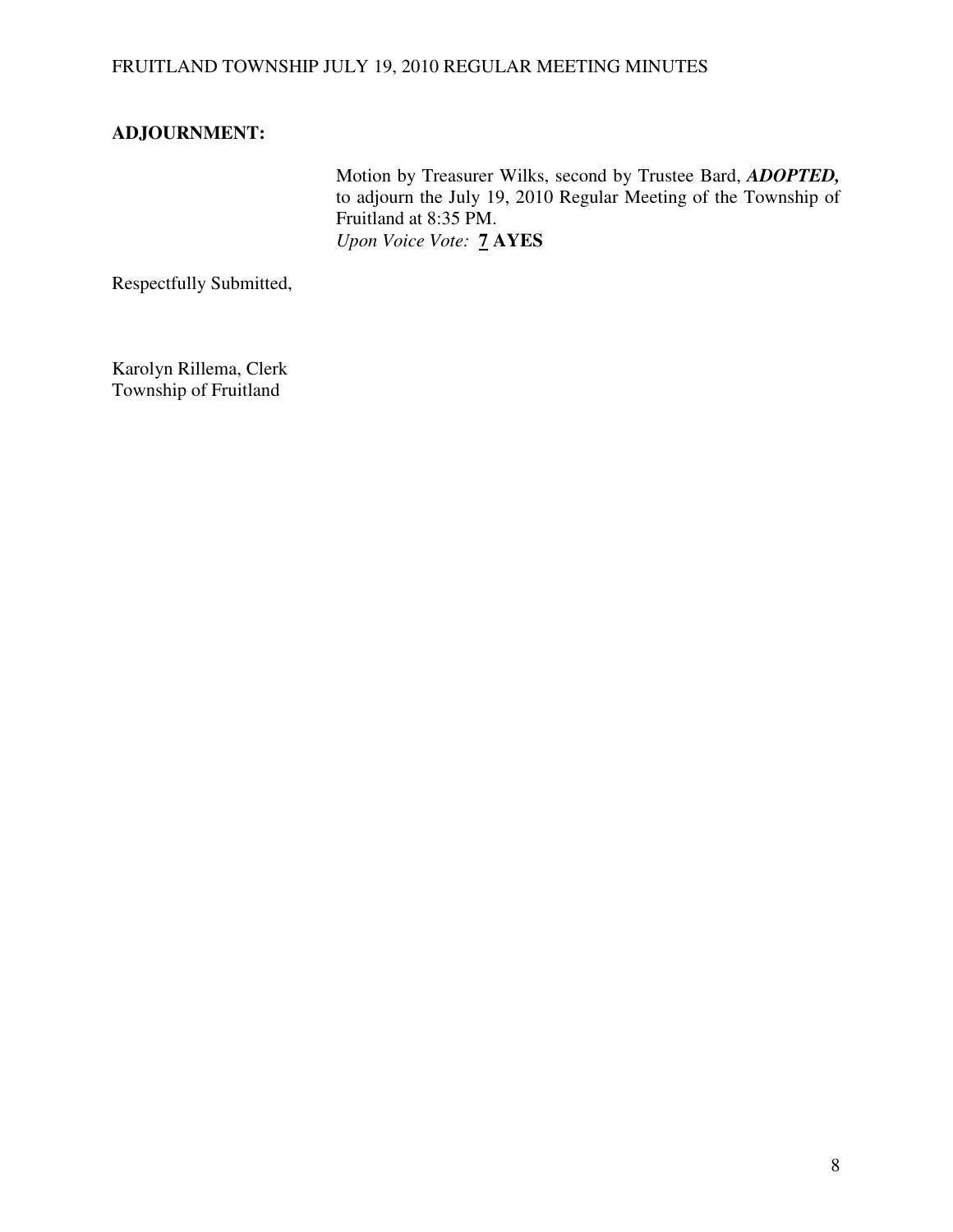**ADJOURNMENT:**

Motion by Treasurer Wilks, second by Trustee Bard, ***ADOPTED,*** to adjourn the July 19, 2010 Regular Meeting of the Township of Fruitland at 8:35 PM.
*Upon Voice Vote:* **7 AYES**

Respectfully Submitted,

Karolyn Rillema, Clerk
Township of Fruitland